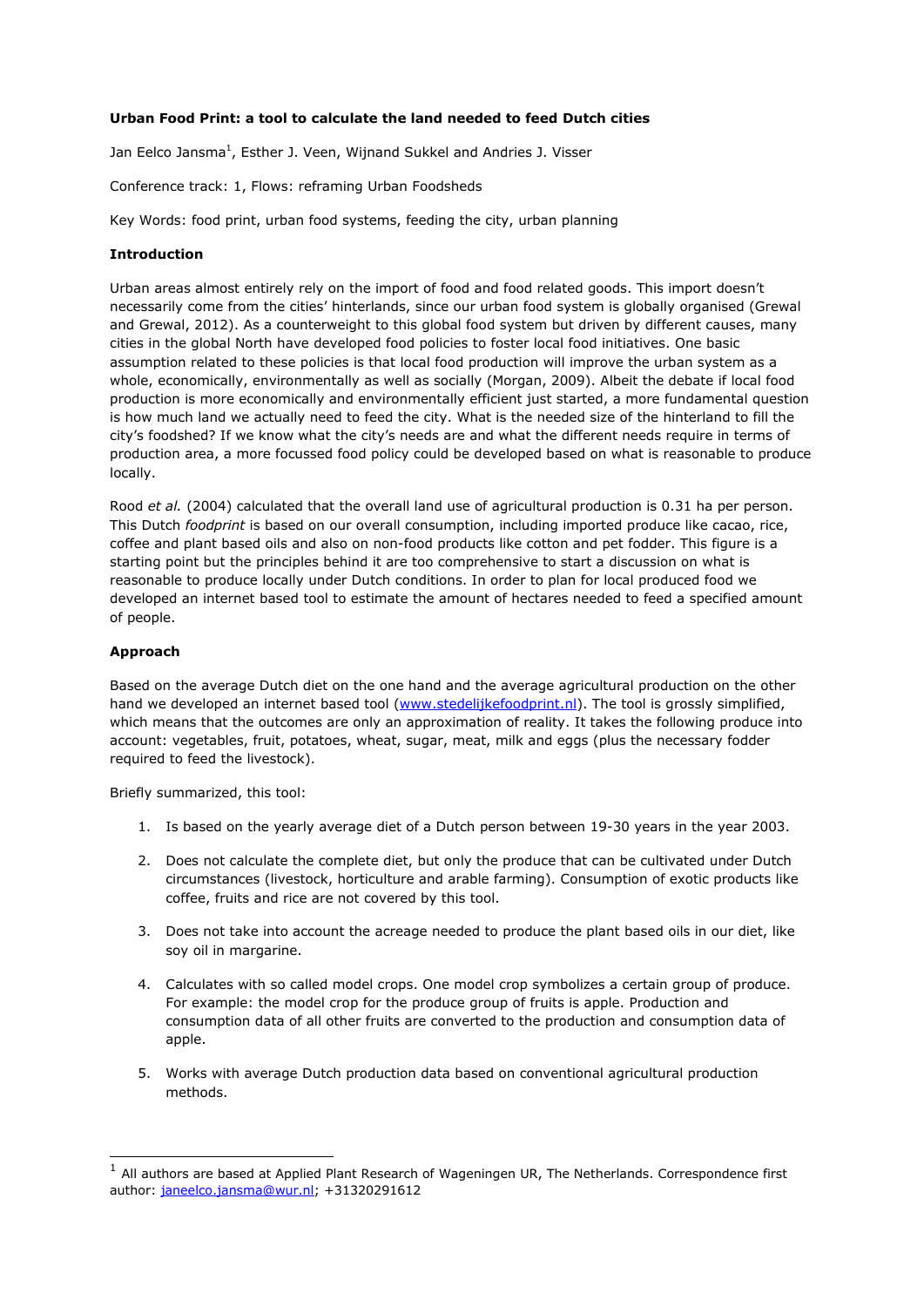**Urban Food Print: a tool to calculate the land needed to feed Dutch cities**

Jan Eelco Jansma[1], Esther J. Veen, Wijnand Sukkel and Andries J. Visser

Conference track: 1, Flows: reframing Urban Foodsheds

Key Words: food print, urban food systems, feeding the city, urban planning

**Introduction**

Urban areas almost entirely rely on the import of food and food related goods. This import doesn't necessarily come from the cities' hinterlands, since our urban food system is globally organised (Grewal and Grewal, 2012). As a counterweight to this global food system but driven by different causes, many cities in the global North have developed food policies to foster local food initiatives. One basic assumption related to these policies is that local food production will improve the urban system as a whole, economically, environmentally as well as socially (Morgan, 2009). Albeit the debate if local food production is more economically and environmentally efficient just started, a more fundamental question is how much land we actually need to feed the city. What is the needed size of the hinterland to fill the city's foodshed? If we know what the city's needs are and what the different needs require in terms of production area, a more focussed food policy could be developed based on what is reasonable to produce locally.

Rood *et al.* (2004) calculated that the overall land use of agricultural production is 0.31 ha per person. This Dutch *foodprint* is based on our overall consumption, including imported produce like cacao, rice, coffee and plant based oils and also on non-food products like cotton and pet fodder. This figure is a starting point but the principles behind it are too comprehensive to start a discussion on what is reasonable to produce locally under Dutch conditions. In order to plan for local produced food we developed an internet based tool to estimate the amount of hectares needed to feed a specified amount of people.

**Approach**

Based on the average Dutch diet on the one hand and the average agricultural production on the other hand we developed an internet based tool (www.stedelijkefoodprint.nl). The tool is grossly simplified, which means that the outcomes are only an approximation of reality. It takes the following produce into account: vegetables, fruit, potatoes, wheat, sugar, meat, milk and eggs (plus the necessary fodder required to feed the livestock).

Briefly summarized, this tool:

1. Is based on the yearly average diet of a Dutch person between 19-30 years in the year 2003.
2. Does not calculate the complete diet, but only the produce that can be cultivated under Dutch circumstances (livestock, horticulture and arable farming). Consumption of exotic products like coffee, fruits and rice are not covered by this tool.
3. Does not take into account the acreage needed to produce the plant based oils in our diet, like soy oil in margarine.
4. Calculates with so called model crops. One model crop symbolizes a certain group of produce. For example: the model crop for the produce group of fruits is apple. Production and consumption data of all other fruits are converted to the production and consumption data of apple.
5. Works with average Dutch production data based on conventional agricultural production methods.

[1] All authors are based at Applied Plant Research of Wageningen UR, The Netherlands. Correspondence first author: janeelco.jansma@wur.nl; +31320291612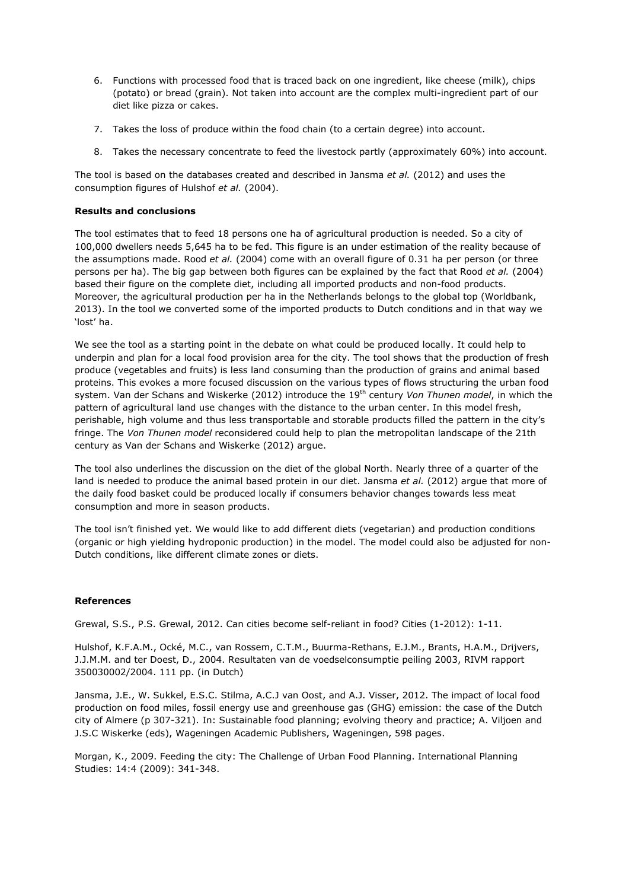6. Functions with processed food that is traced back on one ingredient, like cheese (milk), chips (potato) or bread (grain). Not taken into account are the complex multi-ingredient part of our diet like pizza or cakes.

7. Takes the loss of produce within the food chain (to a certain degree) into account.

8. Takes the necessary concentrate to feed the livestock partly (approximately 60%) into account.

The tool is based on the databases created and described in Jansma *et al.* (2012) and uses the consumption figures of Hulshof *et al.* (2004).

**Results and conclusions**

The tool estimates that to feed 18 persons one ha of agricultural production is needed. So a city of 100,000 dwellers needs 5,645 ha to be fed. This figure is an under estimation of the reality because of the assumptions made. Rood *et al.* (2004) come with an overall figure of 0.31 ha per person (or three persons per ha). The big gap between both figures can be explained by the fact that Rood *et al.* (2004) based their figure on the complete diet, including all imported products and non-food products. Moreover, the agricultural production per ha in the Netherlands belongs to the global top (Worldbank, 2013). In the tool we converted some of the imported products to Dutch conditions and in that way we 'lost' ha.

We see the tool as a starting point in the debate on what could be produced locally. It could help to underpin and plan for a local food provision area for the city. The tool shows that the production of fresh produce (vegetables and fruits) is less land consuming than the production of grains and animal based proteins. This evokes a more focused discussion on the various types of flows structuring the urban food system. Van der Schans and Wiskerke (2012) introduce the 19th century *Von Thunen model*, in which the pattern of agricultural land use changes with the distance to the urban center. In this model fresh, perishable, high volume and thus less transportable and storable products filled the pattern in the city's fringe. The *Von Thunen model* reconsidered could help to plan the metropolitan landscape of the 21th century as Van der Schans and Wiskerke (2012) argue.

The tool also underlines the discussion on the diet of the global North. Nearly three of a quarter of the land is needed to produce the animal based protein in our diet. Jansma *et al.* (2012) argue that more of the daily food basket could be produced locally if consumers behavior changes towards less meat consumption and more in season products.

The tool isn't finished yet. We would like to add different diets (vegetarian) and production conditions (organic or high yielding hydroponic production) in the model. The model could also be adjusted for non-Dutch conditions, like different climate zones or diets.

**References**

Grewal, S.S., P.S. Grewal, 2012. Can cities become self-reliant in food? Cities (1-2012): 1-11.

Hulshof, K.F.A.M., Ocké, M.C., van Rossem, C.T.M., Buurma-Rethans, E.J.M., Brants, H.A.M., Drijvers, J.J.M.M. and ter Doest, D., 2004. Resultaten van de voedselconsumptie peiling 2003, RIVM rapport 350030002/2004. 111 pp. (in Dutch)

Jansma, J.E., W. Sukkel, E.S.C. Stilma, A.C.J van Oost, and A.J. Visser, 2012. The impact of local food production on food miles, fossil energy use and greenhouse gas (GHG) emission: the case of the Dutch city of Almere (p 307-321). In: Sustainable food planning; evolving theory and practice; A. Viljoen and J.S.C Wiskerke (eds), Wageningen Academic Publishers, Wageningen, 598 pages.

Morgan, K., 2009. Feeding the city: The Challenge of Urban Food Planning. International Planning Studies: 14:4 (2009): 341-348.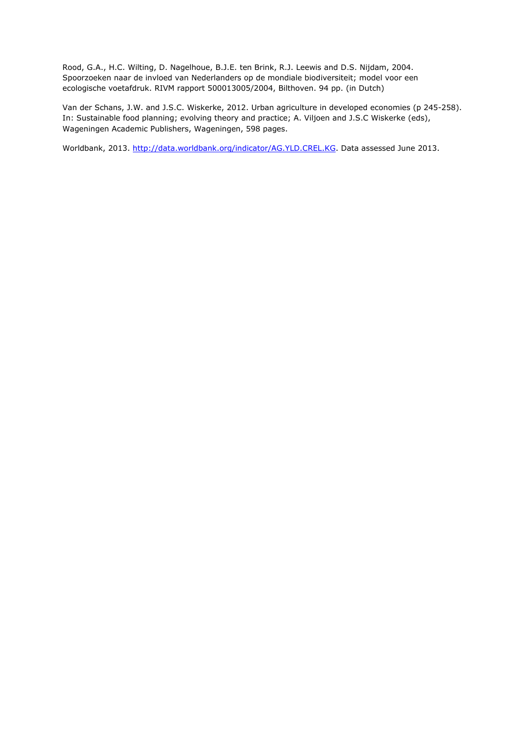Rood, G.A., H.C. Wilting, D. Nagelhoue, B.J.E. ten Brink, R.J. Leewis and D.S. Nijdam, 2004. Spoorzoeken naar de invloed van Nederlanders op de mondiale biodiversiteit; model voor een ecologische voetafdruk. RIVM rapport 500013005/2004, Bilthoven. 94 pp. (in Dutch)

Van der Schans, J.W. and J.S.C. Wiskerke, 2012. Urban agriculture in developed economies (p 245-258). In: Sustainable food planning; evolving theory and practice; A. Viljoen and J.S.C Wiskerke (eds), Wageningen Academic Publishers, Wageningen, 598 pages.

Worldbank, 2013. http://data.worldbank.org/indicator/AG.YLD.CREL.KG. Data assessed June 2013.